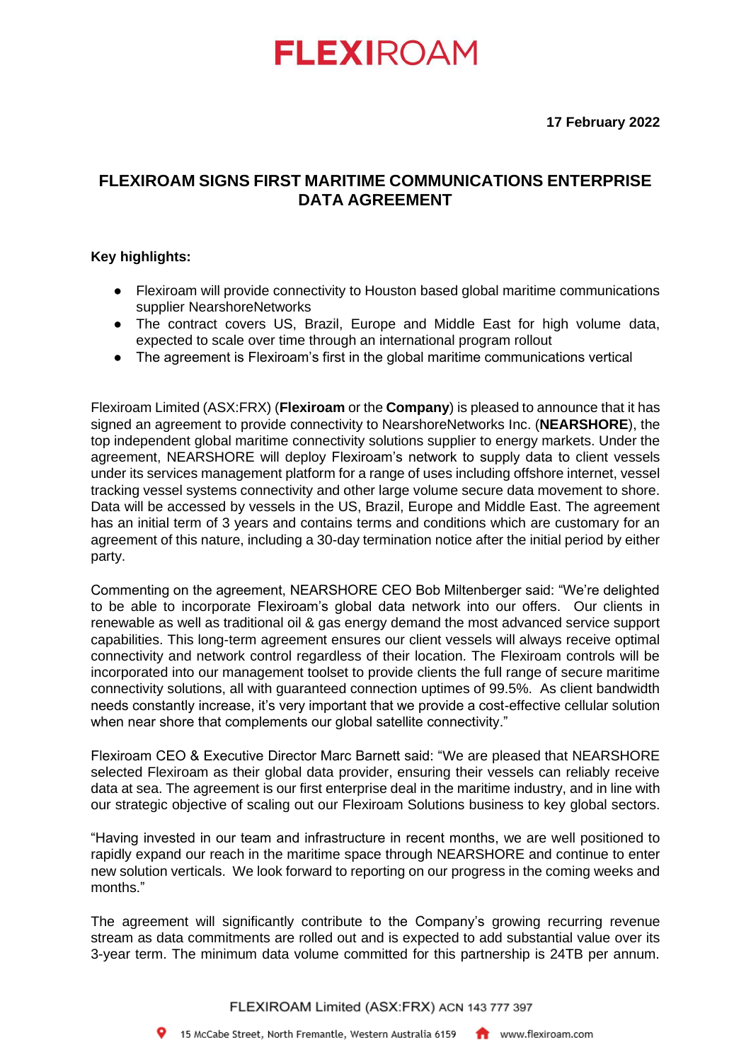# FLEXIROAM

**17 February 2022**

## FLEXIROAM SIGNS FIRST MARITIME COMMUNICATIONS ENTERPRISE DATA AGREEMENT

**Key highlights:**

- Flexiroam will provide connectivity to Houston based global maritime communications supplier NearshoreNetworks
- The contract covers US, Brazil, Europe and Middle East for high volume data, expected to scale over time through an international program rollout
- The agreement is Flexiroam's first in the global maritime communications vertical

Flexiroam Limited (ASX:FRX) (**Flexiroam** or the **Company**) is pleased to announce that it has signed an agreement to provide connectivity to NearshoreNetworks Inc. (**NEARSHORE**), the top independent global maritime connectivity solutions supplier to energy markets. Under the agreement, NEARSHORE will deploy Flexiroam's network to supply data to client vessels under its services management platform for a range of uses including offshore internet, vessel tracking vessel systems connectivity and other large volume secure data movement to shore. Data will be accessed by vessels in the US, Brazil, Europe and Middle East. The agreement has an initial term of 3 years and contains terms and conditions which are customary for an agreement of this nature, including a 30-day termination notice after the initial period by either party.

Commenting on the agreement, NEARSHORE CEO Bob Miltenberger said: "We're delighted to be able to incorporate Flexiroam's global data network into our offers. Our clients in renewable as well as traditional oil & gas energy demand the most advanced service support capabilities. This long-term agreement ensures our client vessels will always receive optimal connectivity and network control regardless of their location. The Flexiroam controls will be incorporated into our management toolset to provide clients the full range of secure maritime connectivity solutions, all with guaranteed connection uptimes of 99.5%. As client bandwidth needs constantly increase, it's very important that we provide a cost-effective cellular solution when near shore that complements our global satellite connectivity."

Flexiroam CEO & Executive Director Marc Barnett said: "We are pleased that NEARSHORE selected Flexiroam as their global data provider, ensuring their vessels can reliably receive data at sea. The agreement is our first enterprise deal in the maritime industry, and in line with our strategic objective of scaling out our Flexiroam Solutions business to key global sectors.

"Having invested in our team and infrastructure in recent months, we are well positioned to rapidly expand our reach in the maritime space through NEARSHORE and continue to enter new solution verticals. We look forward to reporting on our progress in the coming weeks and months."

The agreement will significantly contribute to the Company's growing recurring revenue stream as data commitments are rolled out and is expected to add substantial value over its 3-year term. The minimum data volume committed for this partnership is 24TB per annum.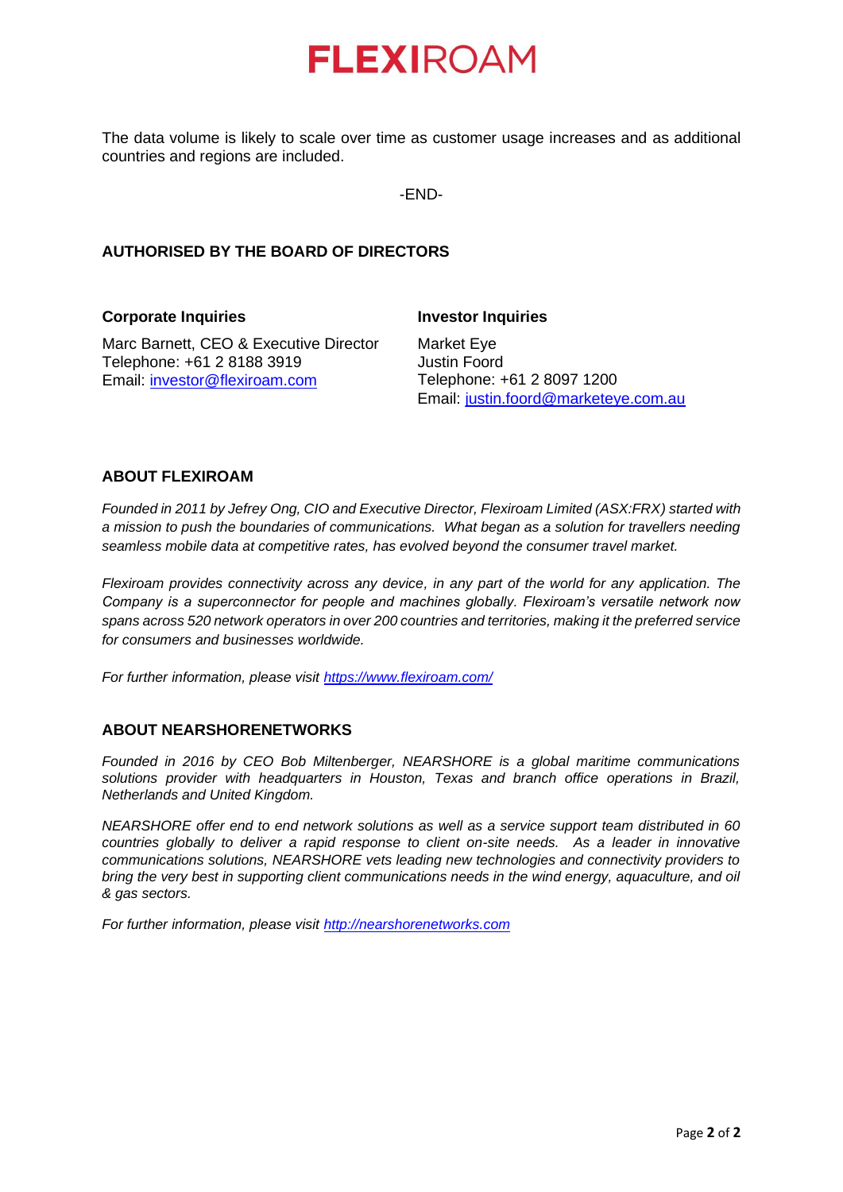The data volume is likely to scale over time as customer usage increases and as additional countries and regions are included.

-END-

**AUTHORISED BY THE BOARD OF DIRECTORS**

**Corporate Inquiries**

Marc Barnett, CEO & Executive Director
Telephone: +61 2 8188 3919
Email: investor@flexiroam.com

**Investor Inquiries**

Market Eye
Justin Foord
Telephone: +61 2 8097 1200
Email: justin.foord@marketeye.com.au

## ABOUT FLEXIROAM

*Founded in 2011 by Jefrey Ong, CIO and Executive Director, Flexiroam Limited (ASX:FRX) started with a mission to push the boundaries of communications. What began as a solution for travellers needing seamless mobile data at competitive rates, has evolved beyond the consumer travel market.*

*Flexiroam provides connectivity across any device, in any part of the world for any application. The Company is a superconnector for people and machines globally. Flexiroam's versatile network now spans across 520 network operators in over 200 countries and territories, making it the preferred service for consumers and businesses worldwide.*

*For further information, please visit https://www.flexiroam.com/*

## ABOUT NEARSHORENETWORKS

*Founded in 2016 by CEO Bob Miltenberger, NEARSHORE is a global maritime communications solutions provider with headquarters in Houston, Texas and branch office operations in Brazil, Netherlands and United Kingdom.*

*NEARSHORE offer end to end network solutions as well as a service support team distributed in 60 countries globally to deliver a rapid response to client on-site needs. As a leader in innovative communications solutions, NEARSHORE vets leading new technologies and connectivity providers to bring the very best in supporting client communications needs in the wind energy, aquaculture, and oil & gas sectors.*

*For further information, please visit http://nearshorenetworks.com*